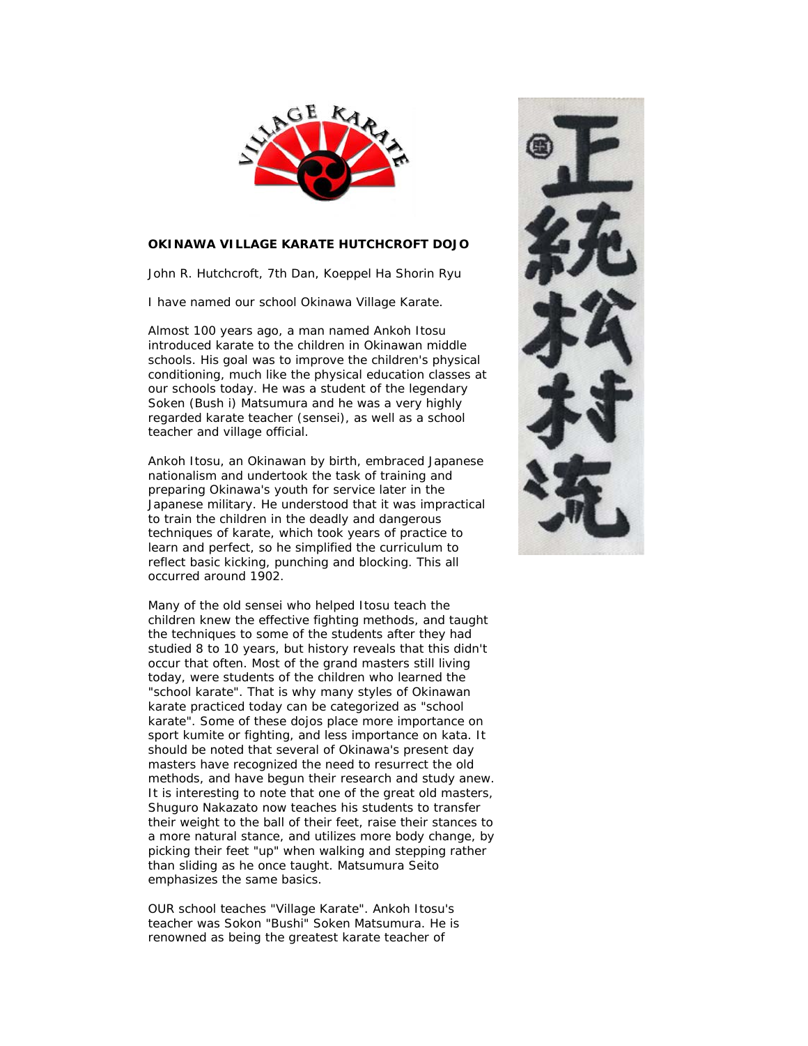**OKINAWA VILLAGE KARATE HUTCHCROFT DOJO**

John R. Hutchcroft, 7th Dan, Koeppel Ha Shorin Ryu

I have named our school Okinawa Village Karate.

Almost 100 years ago, a man named Ankoh Itosu introduced karate to the children in Okinawan middle schools. His goal was to improve the children's physical conditioning, much like the physical education classes at our schools today. He was a student of the legendary Soken (Bush i) Matsumura and he was a very highly regarded karate teacher (sensei), as well as a school teacher and village official.

Ankoh Itosu, an Okinawan by birth, embraced Japanese nationalism and undertook the task of training and preparing Okinawa's youth for service later in the Japanese military. He understood that it was impractical to train the children in the deadly and dangerous techniques of karate, which took years of practice to learn and perfect, so he simplified the curriculum to reflect basic kicking, punching and blocking. This all occurred around 1902.

Many of the old sensei who helped Itosu teach the children knew the effective fighting methods, and taught the techniques to some of the students after they had studied 8 to 10 years, but history reveals that this didn't occur that often. Most of the grand masters still living today, were students of the children who learned the "school karate". That is why many styles of Okinawan karate practiced today can be categorized as "school karate". Some of these dojos place more importance on sport kumite or fighting, and less importance on kata. It should be noted that several of Okinawa's present day masters have recognized the need to resurrect the old methods, and have begun their research and study anew. It is interesting to note that one of the great old masters, Shuguro Nakazato now teaches his students to transfer their weight to the ball of their feet, raise their stances to a more natural stance, and utilizes more body change, by picking their feet "up" when walking and stepping rather than sliding as he once taught. Matsumura Seito emphasizes the same basics.

OUR school teaches "Village Karate". Ankoh Itosu's teacher was Sokon "Bushi" Soken Matsumura. He is renowned as being the greatest karate teacher of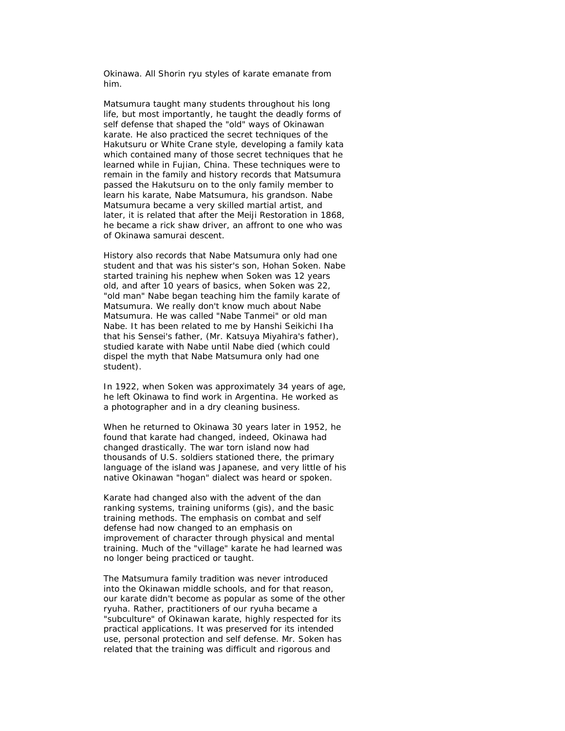Okinawa. All Shorin ryu styles of karate emanate from him.

Matsumura taught many students throughout his long life, but most importantly, he taught the deadly forms of self defense that shaped the "old" ways of Okinawan karate. He also practiced the secret techniques of the Hakutsuru or White Crane style, developing a family kata which contained many of those secret techniques that he learned while in Fujian, China. These techniques were to remain in the family and history records that Matsumura passed the Hakutsuru on to the only family member to learn his karate, Nabe Matsumura, his grandson. Nabe Matsumura became a very skilled martial artist, and later, it is related that after the Meiji Restoration in 1868, he became a rick shaw driver, an affront to one who was of Okinawa samurai descent.

History also records that Nabe Matsumura only had one student and that was his sister's son, Hohan Soken. Nabe started training his nephew when Soken was 12 years old, and after 10 years of basics, when Soken was 22, "old man" Nabe began teaching him the family karate of Matsumura. We really don't know much about Nabe Matsumura. He was called "Nabe Tanmei" or old man Nabe. It has been related to me by Hanshi Seikichi Iha that his Sensei's father, (Mr. Katsuya Miyahira's father), studied karate with Nabe until Nabe died (which could dispel the myth that Nabe Matsumura only had one student).

In 1922, when Soken was approximately 34 years of age, he left Okinawa to find work in Argentina. He worked as a photographer and in a dry cleaning business.

When he returned to Okinawa 30 years later in 1952, he found that karate had changed, indeed, Okinawa had changed drastically. The war torn island now had thousands of U.S. soldiers stationed there, the primary language of the island was Japanese, and very little of his native Okinawan "hogan" dialect was heard or spoken.

Karate had changed also with the advent of the dan ranking systems, training uniforms (gis), and the basic training methods. The emphasis on combat and self defense had now changed to an emphasis on improvement of character through physical and mental training. Much of the "village" karate he had learned was no longer being practiced or taught.

The Matsumura family tradition was never introduced into the Okinawan middle schools, and for that reason, our karate didn't become as popular as some of the other ryuha. Rather, practitioners of our ryuha became a "subculture" of Okinawan karate, highly respected for its practical applications. It was preserved for its intended use, personal protection and self defense. Mr. Soken has related that the training was difficult and rigorous and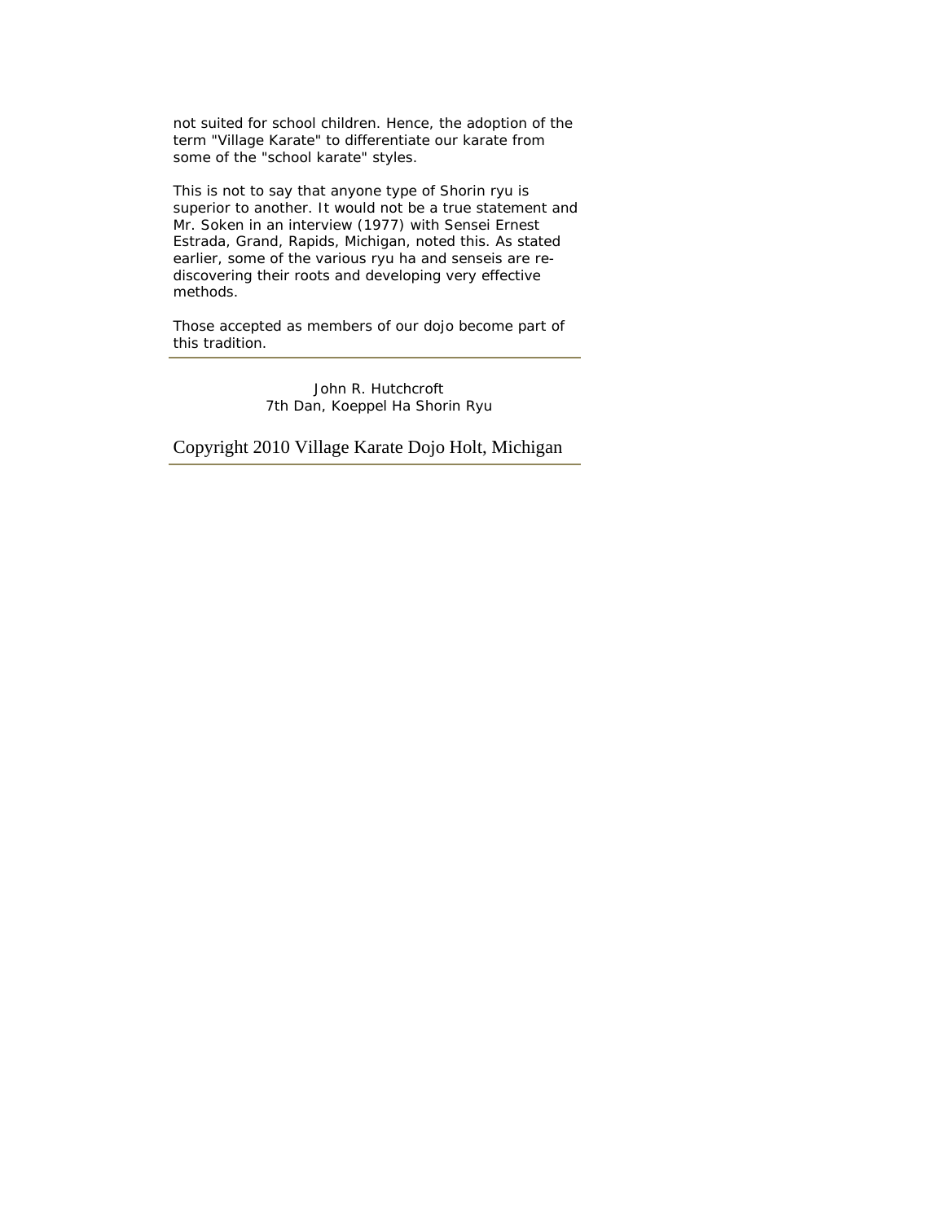not suited for school children. Hence, the adoption of the term "Village Karate" to differentiate our karate from some of the "school karate" styles.

This is not to say that anyone type of Shorin ryu is superior to another. It would not be a true statement and Mr. Soken in an interview (1977) with Sensei Ernest Estrada, Grand, Rapids, Michigan, noted this. As stated earlier, some of the various ryu ha and senseis are re-discovering their roots and developing very effective methods.

Those accepted as members of our dojo become part of this tradition.

---

John R. Hutchcroft
7th Dan, Koeppel Ha Shorin Ryu

Copyright 2010 Village Karate Dojo Holt, Michigan

---